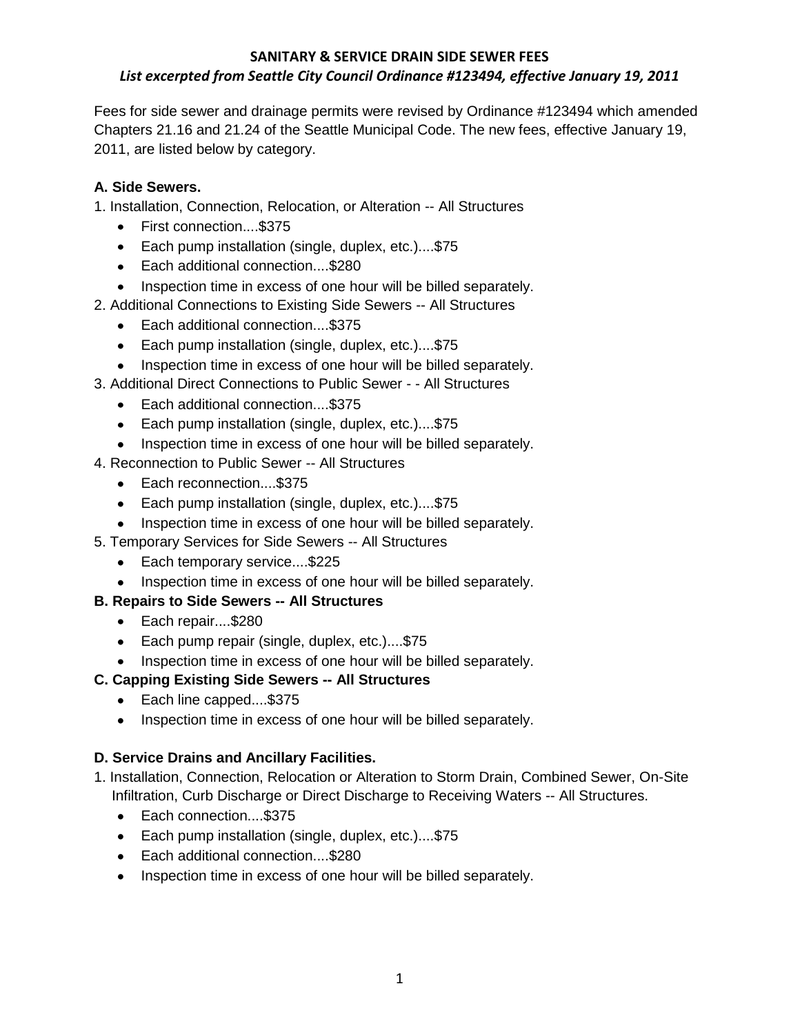**SANITARY & SERVICE DRAIN SIDE SEWER FEES**

***List excerpted from Seattle City Council Ordinance #123494, effective January 19, 2011***

Fees for side sewer and drainage permits were revised by Ordinance #123494 which amended Chapters 21.16 and 21.24 of the Seattle Municipal Code. The new fees, effective January 19, 2011, are listed below by category.

**A. Side Sewers.**

1. Installation, Connection, Relocation, or Alteration -- All Structures
   - First connection....$375
   - Each pump installation (single, duplex, etc.)....$75
   - Each additional connection....$280
   - Inspection time in excess of one hour will be billed separately.
2. Additional Connections to Existing Side Sewers -- All Structures
   - Each additional connection....$375
   - Each pump installation (single, duplex, etc.)....$75
   - Inspection time in excess of one hour will be billed separately.
3. Additional Direct Connections to Public Sewer - - All Structures
   - Each additional connection....$375
   - Each pump installation (single, duplex, etc.)....$75
   - Inspection time in excess of one hour will be billed separately.
4. Reconnection to Public Sewer -- All Structures
   - Each reconnection....$375
   - Each pump installation (single, duplex, etc.)....$75
   - Inspection time in excess of one hour will be billed separately.
5. Temporary Services for Side Sewers -- All Structures
   - Each temporary service....$225
   - Inspection time in excess of one hour will be billed separately.

**B. Repairs to Side Sewers -- All Structures**

- Each repair....$280
- Each pump repair (single, duplex, etc.)....$75
- Inspection time in excess of one hour will be billed separately.

**C. Capping Existing Side Sewers -- All Structures**

- Each line capped....$375
- Inspection time in excess of one hour will be billed separately.

**D. Service Drains and Ancillary Facilities.**

1. Installation, Connection, Relocation or Alteration to Storm Drain, Combined Sewer, On-Site Infiltration, Curb Discharge or Direct Discharge to Receiving Waters -- All Structures.
   - Each connection....$375
   - Each pump installation (single, duplex, etc.)....$75
   - Each additional connection....$280
   - Inspection time in excess of one hour will be billed separately.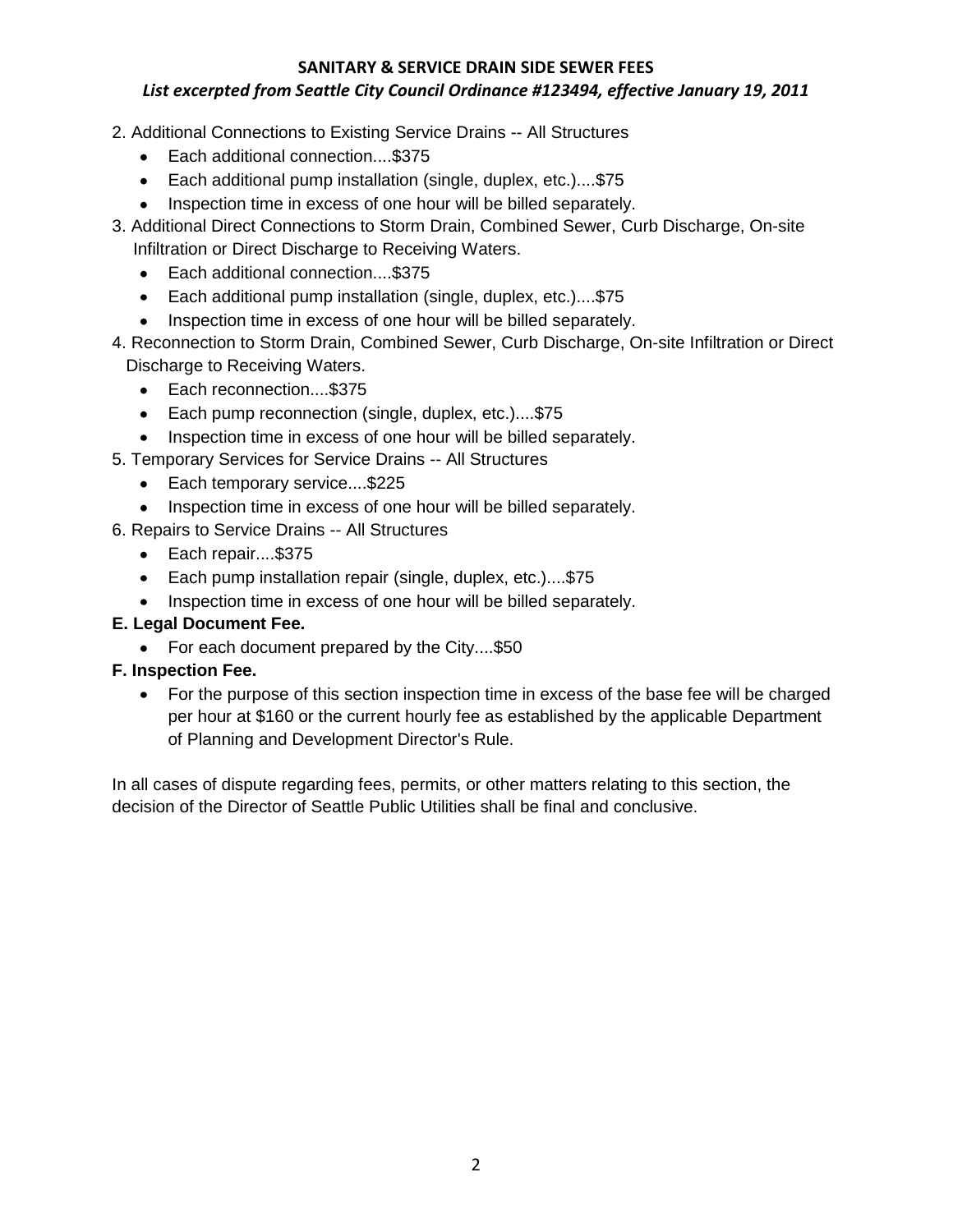**SANITARY & SERVICE DRAIN SIDE SEWER FEES**

***List excerpted from Seattle City Council Ordinance #123494, effective January 19, 2011***

2. Additional Connections to Existing Service Drains -- All Structures
    - Each additional connection....$375
    - Each additional pump installation (single, duplex, etc.)....$75
    - Inspection time in excess of one hour will be billed separately.
3. Additional Direct Connections to Storm Drain, Combined Sewer, Curb Discharge, On-site Infiltration or Direct Discharge to Receiving Waters.
    - Each additional connection....$375
    - Each additional pump installation (single, duplex, etc.)....$75
    - Inspection time in excess of one hour will be billed separately.
4. Reconnection to Storm Drain, Combined Sewer, Curb Discharge, On-site Infiltration or Direct Discharge to Receiving Waters.
    - Each reconnection....$375
    - Each pump reconnection (single, duplex, etc.)....$75
    - Inspection time in excess of one hour will be billed separately.
5. Temporary Services for Service Drains -- All Structures
    - Each temporary service....$225
    - Inspection time in excess of one hour will be billed separately.
6. Repairs to Service Drains -- All Structures
    - Each repair....$375
    - Each pump installation repair (single, duplex, etc.)....$75
    - Inspection time in excess of one hour will be billed separately.

**E. Legal Document Fee.**

- For each document prepared by the City....$50

**F. Inspection Fee.**

- For the purpose of this section inspection time in excess of the base fee will be charged per hour at $160 or the current hourly fee as established by the applicable Department of Planning and Development Director's Rule.

In all cases of dispute regarding fees, permits, or other matters relating to this section, the decision of the Director of Seattle Public Utilities shall be final and conclusive.